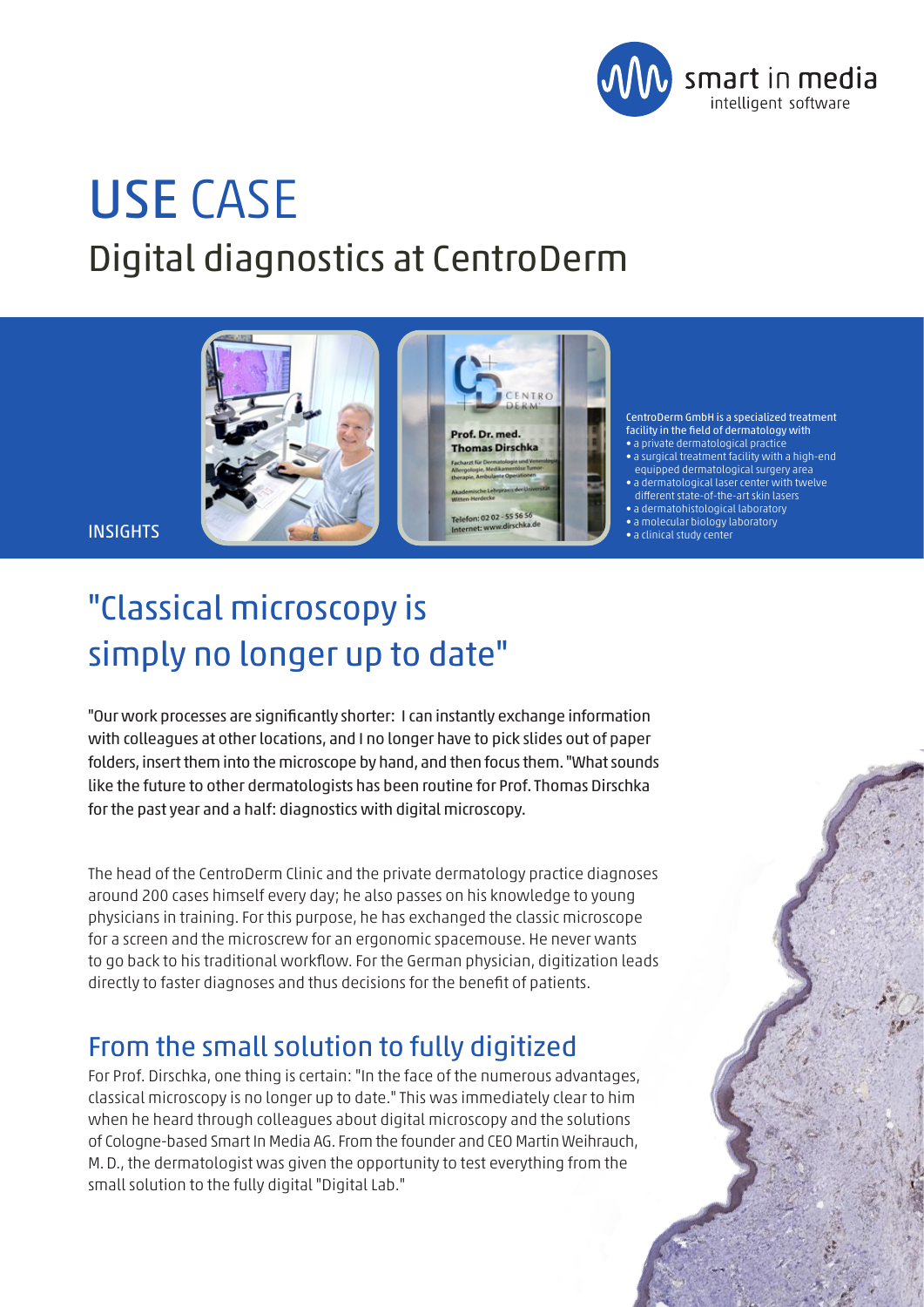# USE CASE

## Digital diagnostics at CentroDerm

INSIGHTS

CentroDerm GmbH is a specialized treatment facility in the field of dermatology with

- a private dermatological practice
- a surgical treatment facility with a high-end equipped dermatological surgery area
- a dermatological laser center with twelve different state-of-the-art skin lasers
- a dermatohistological laboratory
- a molecular biology laboratory
- a clinical study center

## "Classical microscopy is simply no longer up to date"

"Our work processes are significantly shorter: I can instantly exchange information with colleagues at other locations, and I no longer have to pick slides out of paper folders, insert them into the microscope by hand, and then focus them. "What sounds like the future to other dermatologists has been routine for Prof. Thomas Dirschka for the past year and a half: diagnostics with digital microscopy.

The head of the CentroDerm Clinic and the private dermatology practice diagnoses around 200 cases himself every day; he also passes on his knowledge to young physicians in training. For this purpose, he has exchanged the classic microscope for a screen and the microscrew for an ergonomic spacemouse. He never wants to go back to his traditional workflow. For the German physician, digitization leads directly to faster diagnoses and thus decisions for the benefit of patients.

## From the small solution to fully digitized

For Prof. Dirschka, one thing is certain: "In the face of the numerous advantages, classical microscopy is no longer up to date." This was immediately clear to him when he heard through colleagues about digital microscopy and the solutions of Cologne-based Smart In Media AG. From the founder and CEO Martin Weihrauch, M. D., the dermatologist was given the opportunity to test everything from the small solution to the fully digital "Digital Lab."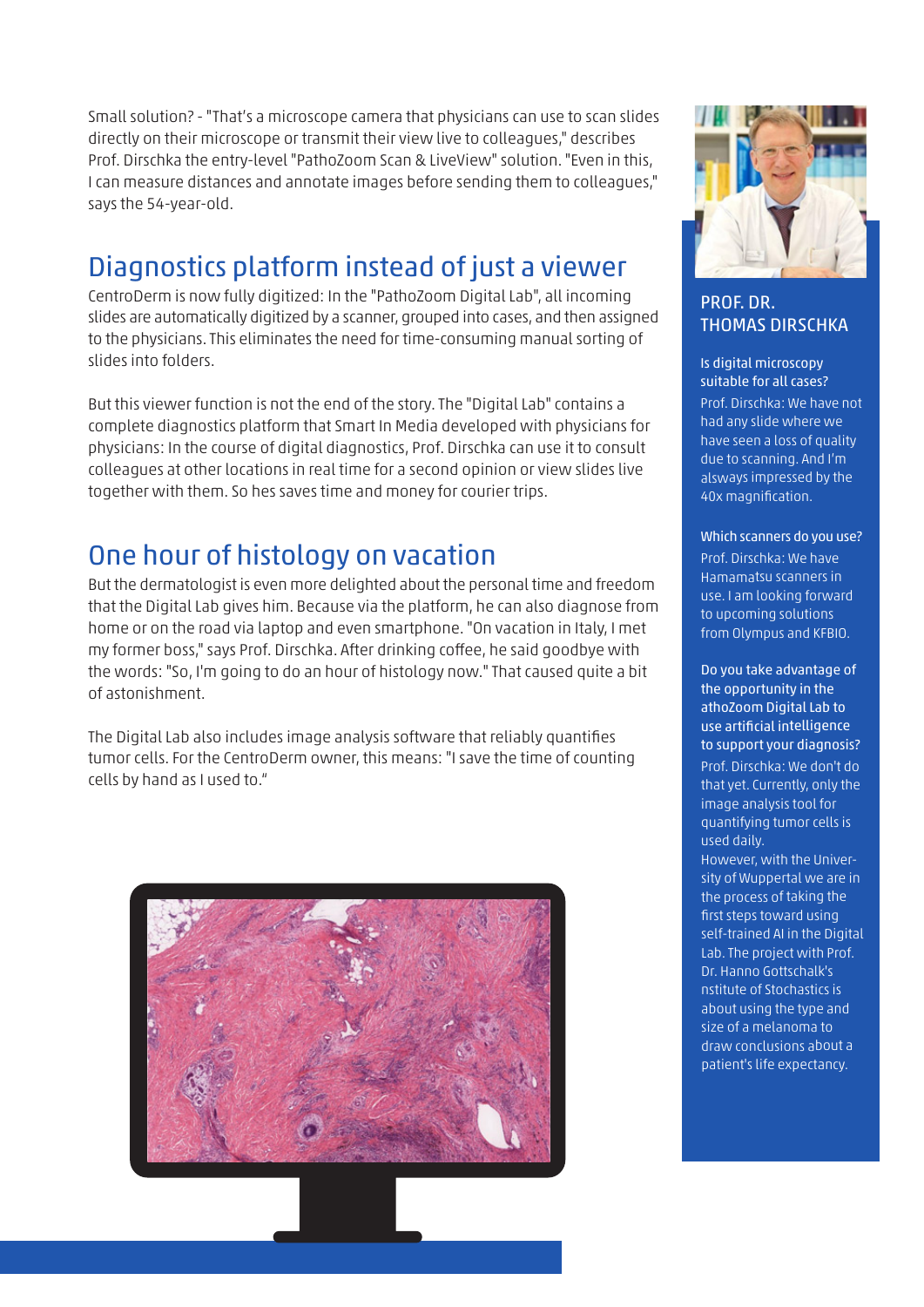Small solution? - "That's a microscope camera that physicians can use to scan slides directly on their microscope or transmit their view live to colleagues," describes Prof. Dirschka the entry-level "PathoZoom Scan & LiveView" solution. "Even in this, I can measure distances and annotate images before sending them to colleagues," says the 54-year-old.

## Diagnostics platform instead of just a viewer

CentroDerm is now fully digitized: In the "PathoZoom Digital Lab", all incoming slides are automatically digitized by a scanner, grouped into cases, and then assigned to the physicians. This eliminates the need for time-consuming manual sorting of slides into folders.

But this viewer function is not the end of the story. The "Digital Lab" contains a complete diagnostics platform that Smart In Media developed with physicians for physicians: In the course of digital diagnostics, Prof. Dirschka can use it to consult colleagues at other locations in real time for a second opinion or view slides live together with them. So hes saves time and money for courier trips.

## One hour of histology on vacation

But the dermatologist is even more delighted about the personal time and freedom that the Digital Lab gives him. Because via the platform, he can also diagnose from home or on the road via laptop and even smartphone. "On vacation in Italy, I met my former boss," says Prof. Dirschka. After drinking coffee, he said goodbye with the words: "So, I'm going to do an hour of histology now." That caused quite a bit of astonishment.

The Digital Lab also includes image analysis software that reliably quantifies tumor cells. For the CentroDerm owner, this means: "I save the time of counting cells by hand as I used to."

### PROF. DR. THOMAS DIRSCHKA

**Is digital microscopy suitable for all cases?**

Prof. Dirschka: We have not had any slide where we have seen a loss of quality due to scanning. And I'm alsways impressed by the 40x magnification.

**Which scanners do you use?**

Prof. Dirschka: We have Hamamatsu scanners in use. I am looking forward to upcoming solutions from Olympus and KFBIO.

**Do you take advantage of the opportunity in the athoZoom Digital Lab to use artificial intelligence to support your diagnosis?**

Prof. Dirschka: We don't do that yet. Currently, only the image analysis tool for quantifying tumor cells is used daily.

However, with the University of Wuppertal we are in the process of taking the first steps toward using self-trained AI in the Digital Lab. The project with Prof. Dr. Hanno Gottschalk's nstitute of Stochastics is about using the type and size of a melanoma to draw conclusions about a patient's life expectancy.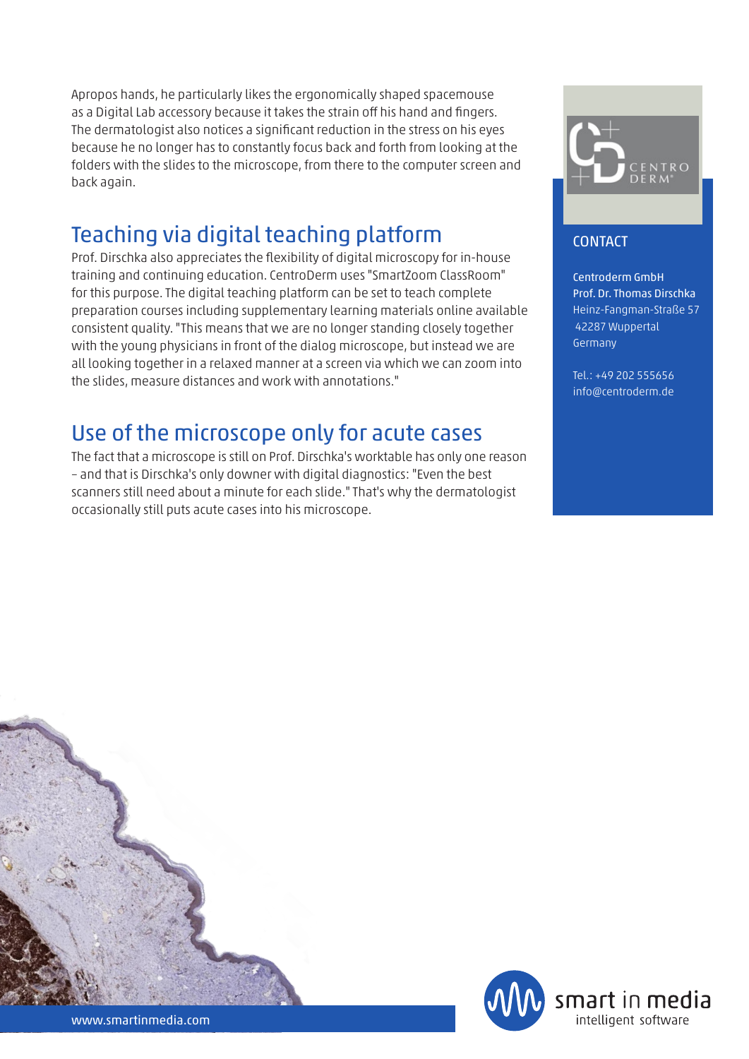Apropos hands, he particularly likes the ergonomically shaped spacemouse as a Digital Lab accessory because it takes the strain off his hand and fingers. The dermatologist also notices a significant reduction in the stress on his eyes because he no longer has to constantly focus back and forth from looking at the folders with the slides to the microscope, from there to the computer screen and back again.

## Teaching via digital teaching platform

Prof. Dirschka also appreciates the flexibility of digital microscopy for in-house training and continuing education. CentroDerm uses "SmartZoom ClassRoom" for this purpose. The digital teaching platform can be set to teach complete preparation courses including supplementary learning materials online available consistent quality. "This means that we are no longer standing closely together with the young physicians in front of the dialog microscope, but instead we are all looking together in a relaxed manner at a screen via which we can zoom into the slides, measure distances and work with annotations."

## Use of the microscope only for acute cases

The fact that a microscope is still on Prof. Dirschka's worktable has only one reason – and that is Dirschka's only downer with digital diagnostics: "Even the best scanners still need about a minute for each slide." That's why the dermatologist occasionally still puts acute cases into his microscope.

CENTRO DERM®

### CONTACT

**Centroderm GmbH**
**Prof. Dr. Thomas Dirschka**
Heinz-Fangman-Straße 57
42287 Wuppertal
Germany

Tel.: +49 202 555656
info@centroderm.de

www.smartinmedia.com

smart in media
intelligent software